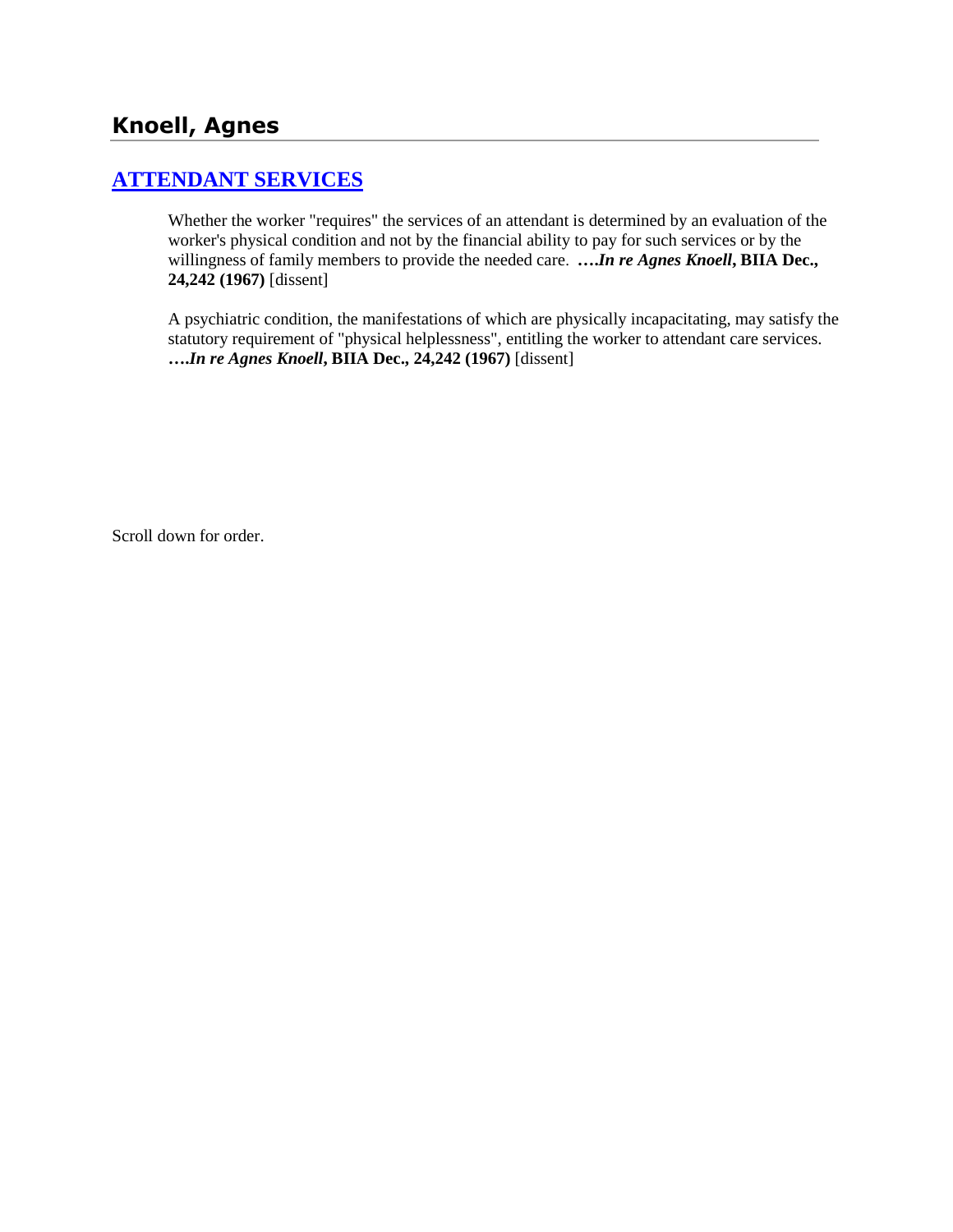# Knoell, Agnes

## [ATTENDANT SERVICES]

Whether the worker "requires" the services of an attendant is determined by an evaluation of the worker's physical condition and not by the financial ability to pay for such services or by the willingness of family members to provide the needed care. ***….In re Agnes Knoell*, BIIA Dec., 24,242 (1967)** [dissent]

A psychiatric condition, the manifestations of which are physically incapacitating, may satisfy the statutory requirement of "physical helplessness", entitling the worker to attendant care services. ***….In re Agnes Knoell*, BIIA Dec., 24,242 (1967)** [dissent]

Scroll down for order.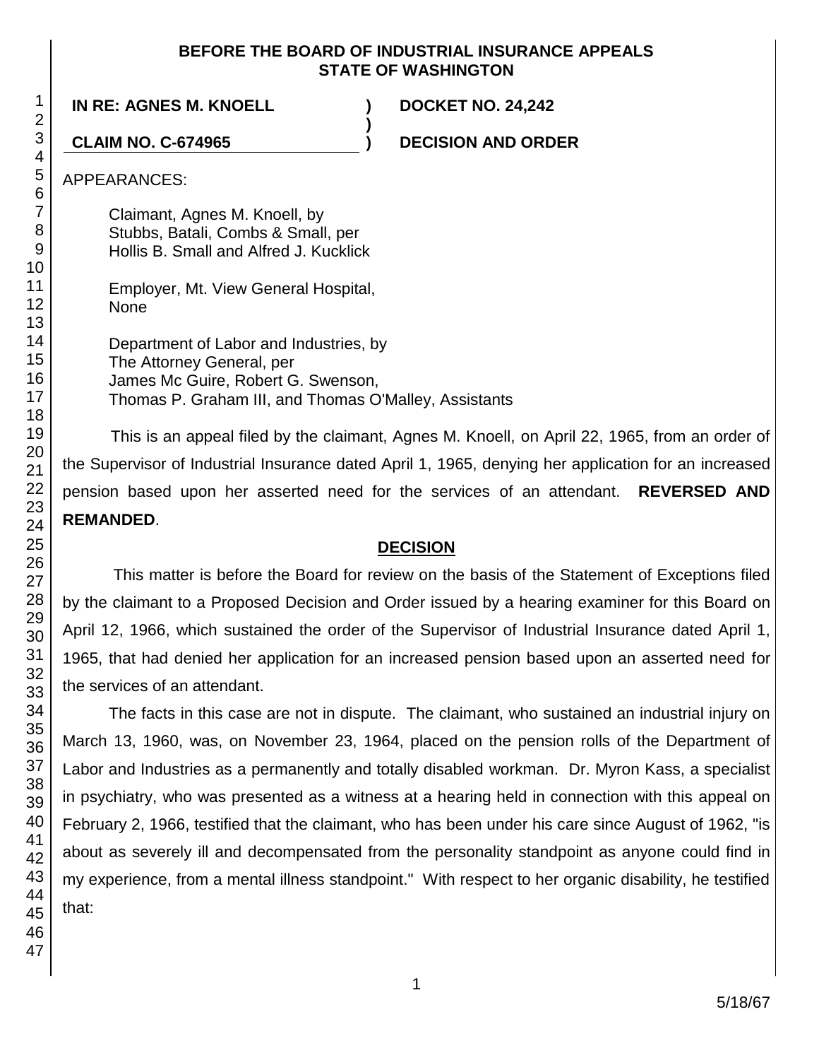**BEFORE THE BOARD OF INDUSTRIAL INSURANCE APPEALS**
**STATE OF WASHINGTON**

| | | |
|---|---|---|
| **IN RE: AGNES M. KNOELL** | **)** | **DOCKET NO. 24,242** |
| | **)** | |
| **CLAIM NO. C-674965** | **)** | **DECISION AND ORDER** |

APPEARANCES:

Claimant, Agnes M. Knoell, by
Stubbs, Batali, Combs & Small, per
Hollis B. Small and Alfred J. Kucklick

Employer, Mt. View General Hospital,
None

Department of Labor and Industries, by
The Attorney General, per
James Mc Guire, Robert G. Swenson,
Thomas P. Graham III, and Thomas O'Malley, Assistants

This is an appeal filed by the claimant, Agnes M. Knoell, on April 22, 1965, from an order of the Supervisor of Industrial Insurance dated April 1, 1965, denying her application for an increased pension based upon her asserted need for the services of an attendant. **REVERSED AND REMANDED**.

## DECISION

This matter is before the Board for review on the basis of the Statement of Exceptions filed by the claimant to a Proposed Decision and Order issued by a hearing examiner for this Board on April 12, 1966, which sustained the order of the Supervisor of Industrial Insurance dated April 1, 1965, that had denied her application for an increased pension based upon an asserted need for the services of an attendant.

The facts in this case are not in dispute. The claimant, who sustained an industrial injury on March 13, 1960, was, on November 23, 1964, placed on the pension rolls of the Department of Labor and Industries as a permanently and totally disabled workman. Dr. Myron Kass, a specialist in psychiatry, who was presented as a witness at a hearing held in connection with this appeal on February 2, 1966, testified that the claimant, who has been under his care since August of 1962, "is about as severely ill and decompensated from the personality standpoint as anyone could find in my experience, from a mental illness standpoint." With respect to her organic disability, he testified that: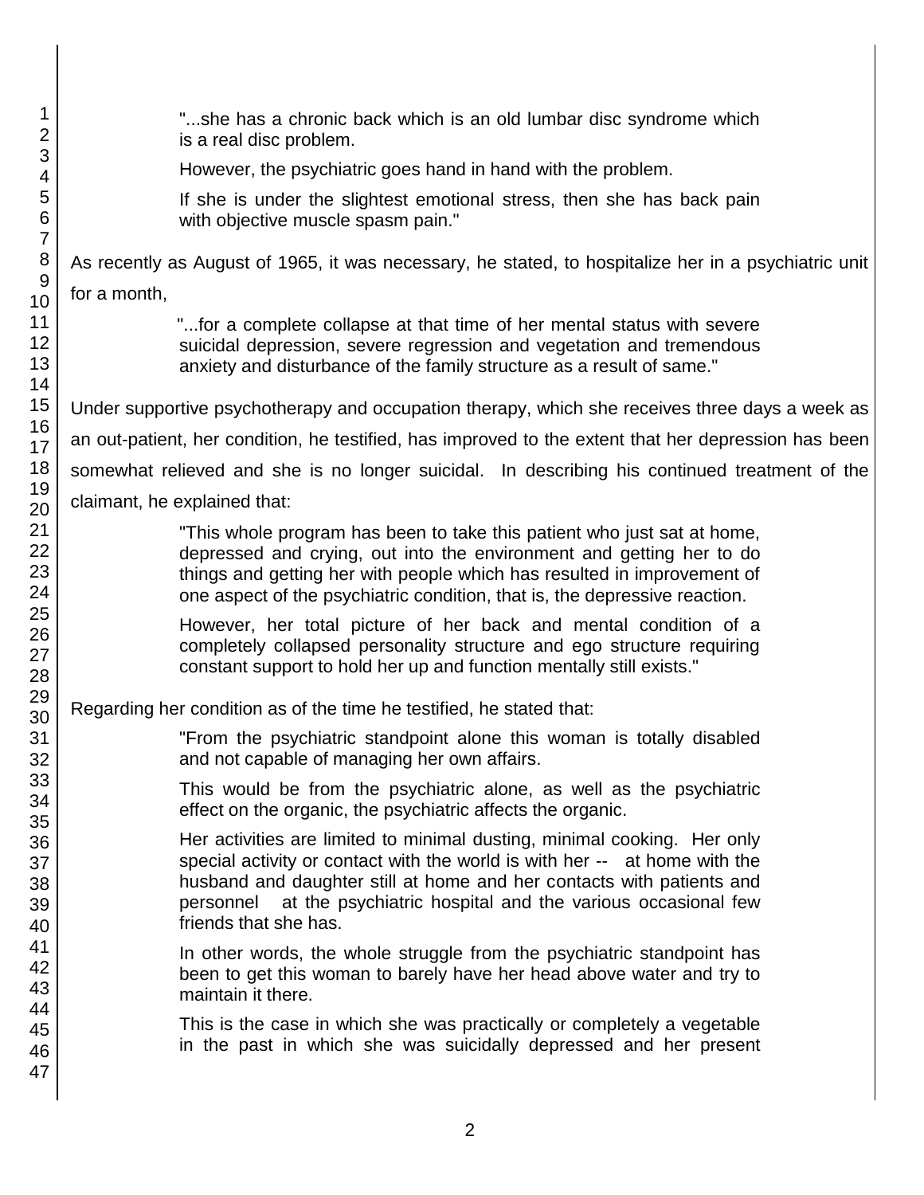> "...she has a chronic back which is an old lumbar disc syndrome which is a real disc problem.
>
> However, the psychiatric goes hand in hand with the problem.
>
> If she is under the slightest emotional stress, then she has back pain with objective muscle spasm pain."

As recently as August of 1965, it was necessary, he stated, to hospitalize her in a psychiatric unit for a month,

> "...for a complete collapse at that time of her mental status with severe suicidal depression, severe regression and vegetation and tremendous anxiety and disturbance of the family structure as a result of same."

Under supportive psychotherapy and occupation therapy, which she receives three days a week as an out-patient, her condition, he testified, has improved to the extent that her depression has been somewhat relieved and she is no longer suicidal. In describing his continued treatment of the claimant, he explained that:

> "This whole program has been to take this patient who just sat at home, depressed and crying, out into the environment and getting her to do things and getting her with people which has resulted in improvement of one aspect of the psychiatric condition, that is, the depressive reaction.
>
> However, her total picture of her back and mental condition of a completely collapsed personality structure and ego structure requiring constant support to hold her up and function mentally still exists."

Regarding her condition as of the time he testified, he stated that:

> "From the psychiatric standpoint alone this woman is totally disabled and not capable of managing her own affairs.
>
> This would be from the psychiatric alone, as well as the psychiatric effect on the organic, the psychiatric affects the organic.
>
> Her activities are limited to minimal dusting, minimal cooking. Her only special activity or contact with the world is with her -- at home with the husband and daughter still at home and her contacts with patients and personnel at the psychiatric hospital and the various occasional few friends that she has.
>
> In other words, the whole struggle from the psychiatric standpoint has been to get this woman to barely have her head above water and try to maintain it there.
>
> This is the case in which she was practically or completely a vegetable in the past in which she was suicidally depressed and her present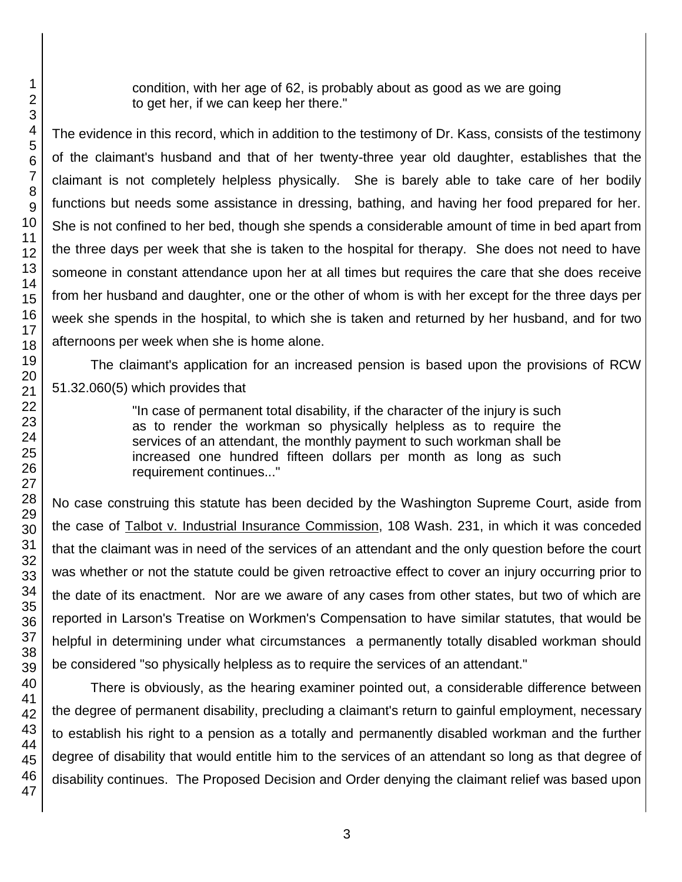> condition, with her age of 62, is probably about as good as we are going to get her, if we can keep her there."

The evidence in this record, which in addition to the testimony of Dr. Kass, consists of the testimony of the claimant's husband and that of her twenty-three year old daughter, establishes that the claimant is not completely helpless physically. She is barely able to take care of her bodily functions but needs some assistance in dressing, bathing, and having her food prepared for her. She is not confined to her bed, though she spends a considerable amount of time in bed apart from the three days per week that she is taken to the hospital for therapy. She does not need to have someone in constant attendance upon her at all times but requires the care that she does receive from her husband and daughter, one or the other of whom is with her except for the three days per week she spends in the hospital, to which she is taken and returned by her husband, and for two afternoons per week when she is home alone.

The claimant's application for an increased pension is based upon the provisions of RCW 51.32.060(5) which provides that

> "In case of permanent total disability, if the character of the injury is such as to render the workman so physically helpless as to require the services of an attendant, the monthly payment to such workman shall be increased one hundred fifteen dollars per month as long as such requirement continues..."

No case construing this statute has been decided by the Washington Supreme Court, aside from the case of Talbot v. Industrial Insurance Commission, 108 Wash. 231, in which it was conceded that the claimant was in need of the services of an attendant and the only question before the court was whether or not the statute could be given retroactive effect to cover an injury occurring prior to the date of its enactment. Nor are we aware of any cases from other states, but two of which are reported in Larson's Treatise on Workmen's Compensation to have similar statutes, that would be helpful in determining under what circumstances a permanently totally disabled workman should be considered "so physically helpless as to require the services of an attendant."

There is obviously, as the hearing examiner pointed out, a considerable difference between the degree of permanent disability, precluding a claimant's return to gainful employment, necessary to establish his right to a pension as a totally and permanently disabled workman and the further degree of disability that would entitle him to the services of an attendant so long as that degree of disability continues. The Proposed Decision and Order denying the claimant relief was based upon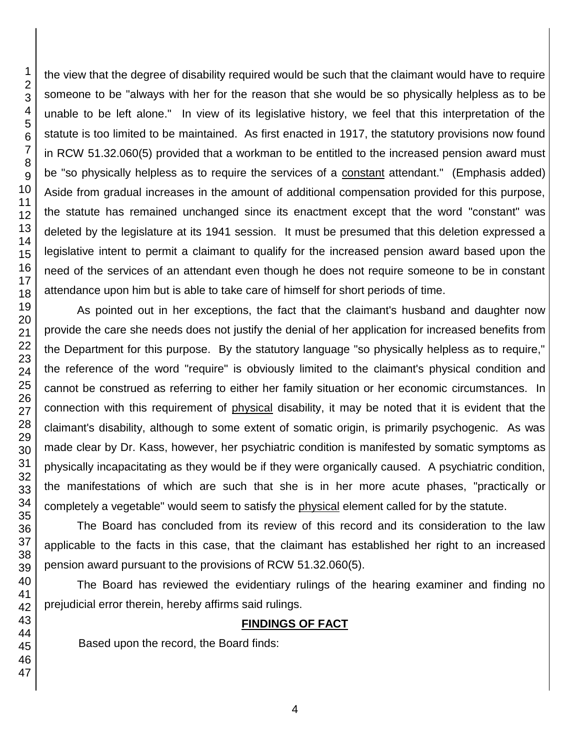the view that the degree of disability required would be such that the claimant would have to require someone to be "always with her for the reason that she would be so physically helpless as to be unable to be left alone." In view of its legislative history, we feel that this interpretation of the statute is too limited to be maintained. As first enacted in 1917, the statutory provisions now found in RCW 51.32.060(5) provided that a workman to be entitled to the increased pension award must be "so physically helpless as to require the services of a constant attendant." (Emphasis added) Aside from gradual increases in the amount of additional compensation provided for this purpose, the statute has remained unchanged since its enactment except that the word "constant" was deleted by the legislature at its 1941 session. It must be presumed that this deletion expressed a legislative intent to permit a claimant to qualify for the increased pension award based upon the need of the services of an attendant even though he does not require someone to be in constant attendance upon him but is able to take care of himself for short periods of time.

As pointed out in her exceptions, the fact that the claimant's husband and daughter now provide the care she needs does not justify the denial of her application for increased benefits from the Department for this purpose. By the statutory language "so physically helpless as to require," the reference of the word "require" is obviously limited to the claimant's physical condition and cannot be construed as referring to either her family situation or her economic circumstances. In connection with this requirement of physical disability, it may be noted that it is evident that the claimant's disability, although to some extent of somatic origin, is primarily psychogenic. As was made clear by Dr. Kass, however, her psychiatric condition is manifested by somatic symptoms as physically incapacitating as they would be if they were organically caused. A psychiatric condition, the manifestations of which are such that she is in her more acute phases, "practically or completely a vegetable" would seem to satisfy the physical element called for by the statute.

The Board has concluded from its review of this record and its consideration to the law applicable to the facts in this case, that the claimant has established her right to an increased pension award pursuant to the provisions of RCW 51.32.060(5).

The Board has reviewed the evidentiary rulings of the hearing examiner and finding no prejudicial error therein, hereby affirms said rulings.

## FINDINGS OF FACT

Based upon the record, the Board finds: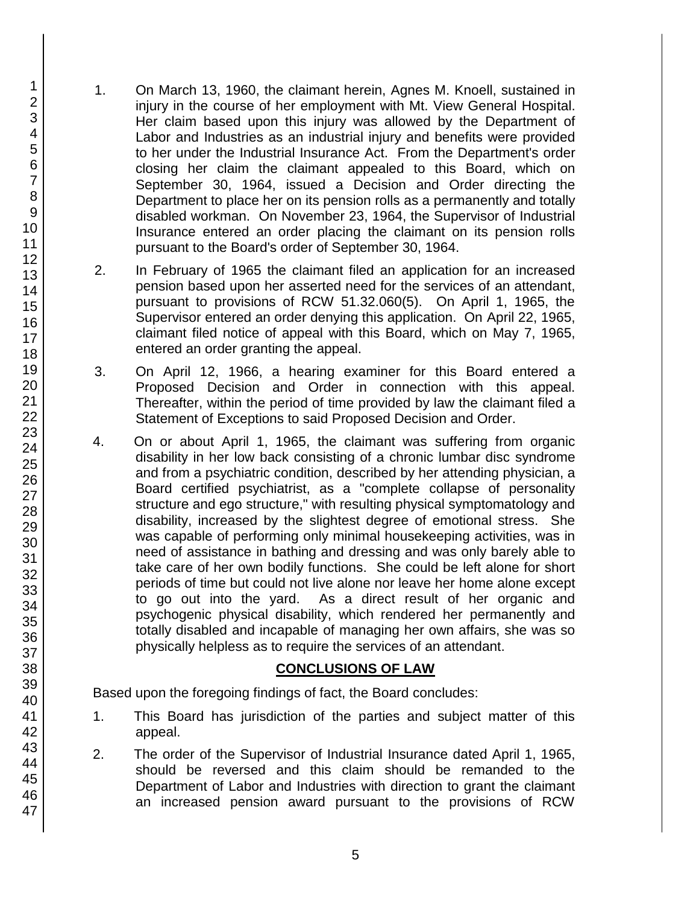1. On March 13, 1960, the claimant herein, Agnes M. Knoell, sustained in injury in the course of her employment with Mt. View General Hospital. Her claim based upon this injury was allowed by the Department of Labor and Industries as an industrial injury and benefits were provided to her under the Industrial Insurance Act. From the Department's order closing her claim the claimant appealed to this Board, which on September 30, 1964, issued a Decision and Order directing the Department to place her on its pension rolls as a permanently and totally disabled workman. On November 23, 1964, the Supervisor of Industrial Insurance entered an order placing the claimant on its pension rolls pursuant to the Board's order of September 30, 1964.

2. In February of 1965 the claimant filed an application for an increased pension based upon her asserted need for the services of an attendant, pursuant to provisions of RCW 51.32.060(5). On April 1, 1965, the Supervisor entered an order denying this application. On April 22, 1965, claimant filed notice of appeal with this Board, which on May 7, 1965, entered an order granting the appeal.

3. On April 12, 1966, a hearing examiner for this Board entered a Proposed Decision and Order in connection with this appeal. Thereafter, within the period of time provided by law the claimant filed a Statement of Exceptions to said Proposed Decision and Order.

4. On or about April 1, 1965, the claimant was suffering from organic disability in her low back consisting of a chronic lumbar disc syndrome and from a psychiatric condition, described by her attending physician, a Board certified psychiatrist, as a "complete collapse of personality structure and ego structure," with resulting physical symptomatology and disability, increased by the slightest degree of emotional stress. She was capable of performing only minimal housekeeping activities, was in need of assistance in bathing and dressing and was only barely able to take care of her own bodily functions. She could be left alone for short periods of time but could not live alone nor leave her home alone except to go out into the yard. As a direct result of her organic and psychogenic physical disability, which rendered her permanently and totally disabled and incapable of managing her own affairs, she was so physically helpless as to require the services of an attendant.

## CONCLUSIONS OF LAW

Based upon the foregoing findings of fact, the Board concludes:

1. This Board has jurisdiction of the parties and subject matter of this appeal.

2. The order of the Supervisor of Industrial Insurance dated April 1, 1965, should be reversed and this claim should be remanded to the Department of Labor and Industries with direction to grant the claimant an increased pension award pursuant to the provisions of RCW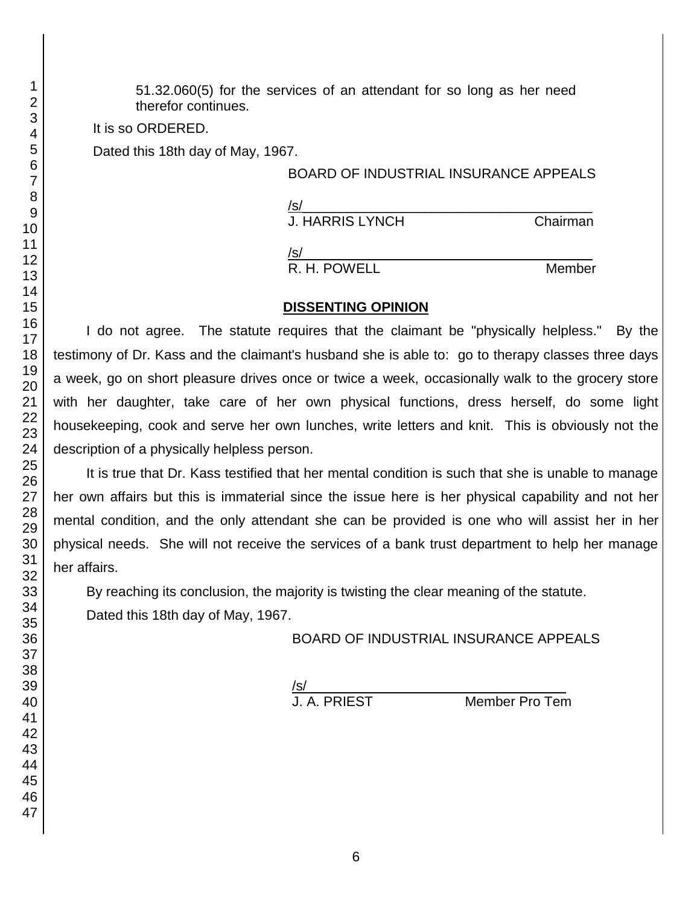51.32.060(5) for the services of an attendant for so long as her need therefor continues.

It is so ORDERED.

Dated this 18th day of May, 1967.

BOARD OF INDUSTRIAL INSURANCE APPEALS

/s/
J. HARRIS LYNCH Chairman

/s/
R. H. POWELL Member

## DISSENTING OPINION

I do not agree. The statute requires that the claimant be "physically helpless." By the testimony of Dr. Kass and the claimant's husband she is able to: go to therapy classes three days a week, go on short pleasure drives once or twice a week, occasionally walk to the grocery store with her daughter, take care of her own physical functions, dress herself, do some light housekeeping, cook and serve her own lunches, write letters and knit. This is obviously not the description of a physically helpless person.

It is true that Dr. Kass testified that her mental condition is such that she is unable to manage her own affairs but this is immaterial since the issue here is her physical capability and not her mental condition, and the only attendant she can be provided is one who will assist her in her physical needs. She will not receive the services of a bank trust department to help her manage her affairs.

By reaching its conclusion, the majority is twisting the clear meaning of the statute.

Dated this 18th day of May, 1967.

BOARD OF INDUSTRIAL INSURANCE APPEALS

/s/
J. A. PRIEST Member Pro Tem